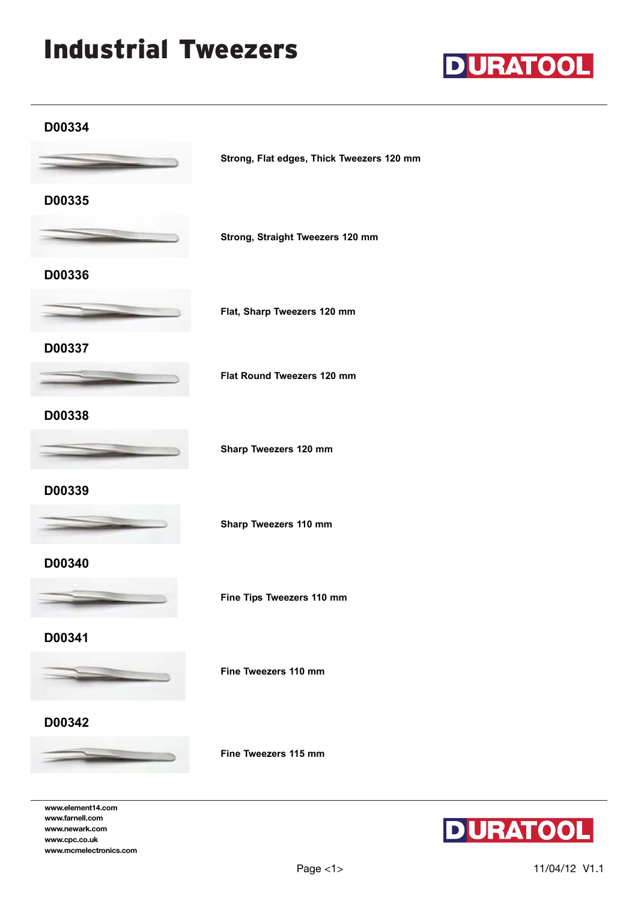# Industrial Tweezers

DURATOOL

### D00334

Strong, Flat edges, Thick Tweezers 120 mm

### D00335

Strong, Straight Tweezers 120 mm

### D00336

Flat, Sharp Tweezers 120 mm

### D00337

Flat Round Tweezers 120 mm

### D00338

Sharp Tweezers 120 mm

### D00339

Sharp Tweezers 110 mm

### D00340

Fine Tips Tweezers 110 mm

### D00341

Fine Tweezers 110 mm

### D00342

Fine Tweezers 115 mm

www.element14.com
www.farnell.com
www.newark.com
www.cpc.co.uk
www.mcmelectronics.com

DURATOOL

11/04/12 V1.1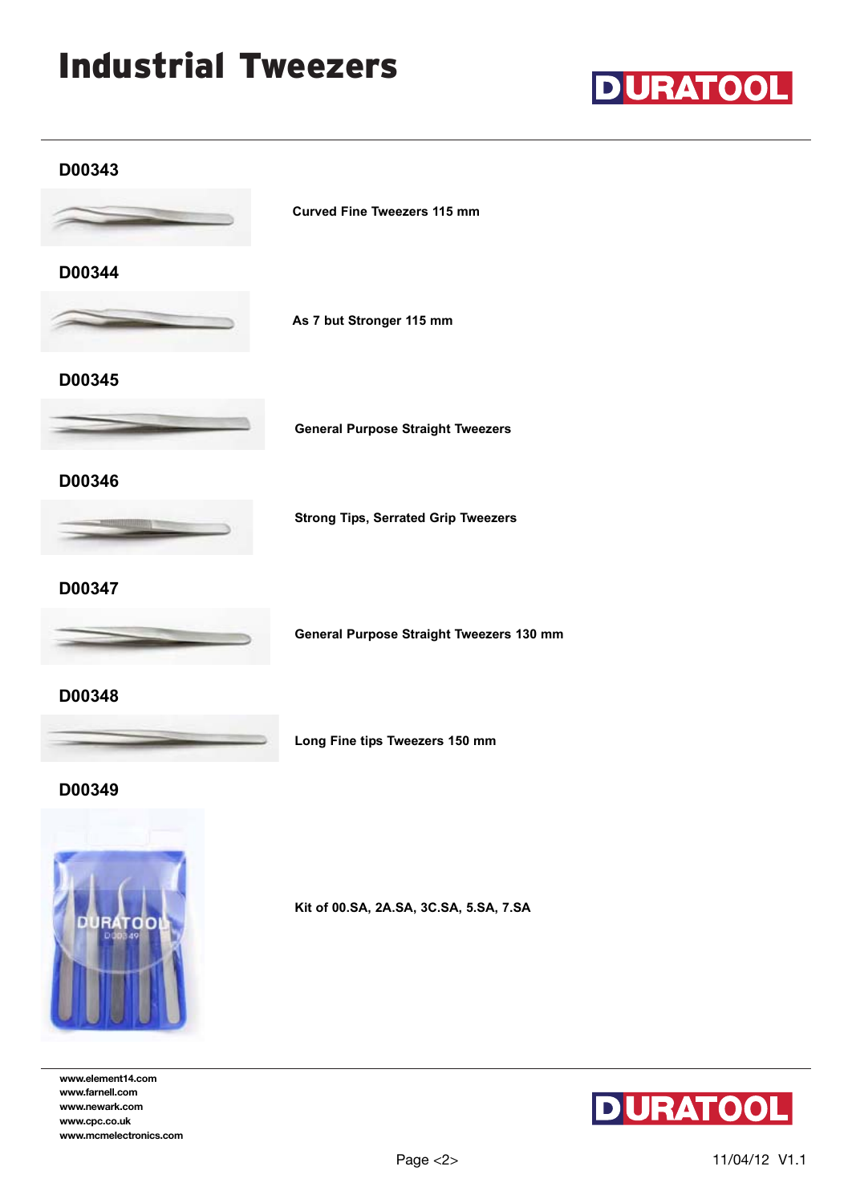# Industrial Tweezers

### D00343

**Curved Fine Tweezers 115 mm**

### D00344

**As 7 but Stronger 115 mm**

### D00345

**General Purpose Straight Tweezers**

### D00346

**Strong Tips, Serrated Grip Tweezers**

### D00347

**General Purpose Straight Tweezers 130 mm**

### D00348

**Long Fine tips Tweezers 150 mm**

### D00349

**Kit of 00.SA, 2A.SA, 3C.SA, 5.SA, 7.SA**

www.element14.com
www.farnell.com
www.newark.com
www.cpc.co.uk
www.mcmelectronics.com

11/04/12 V1.1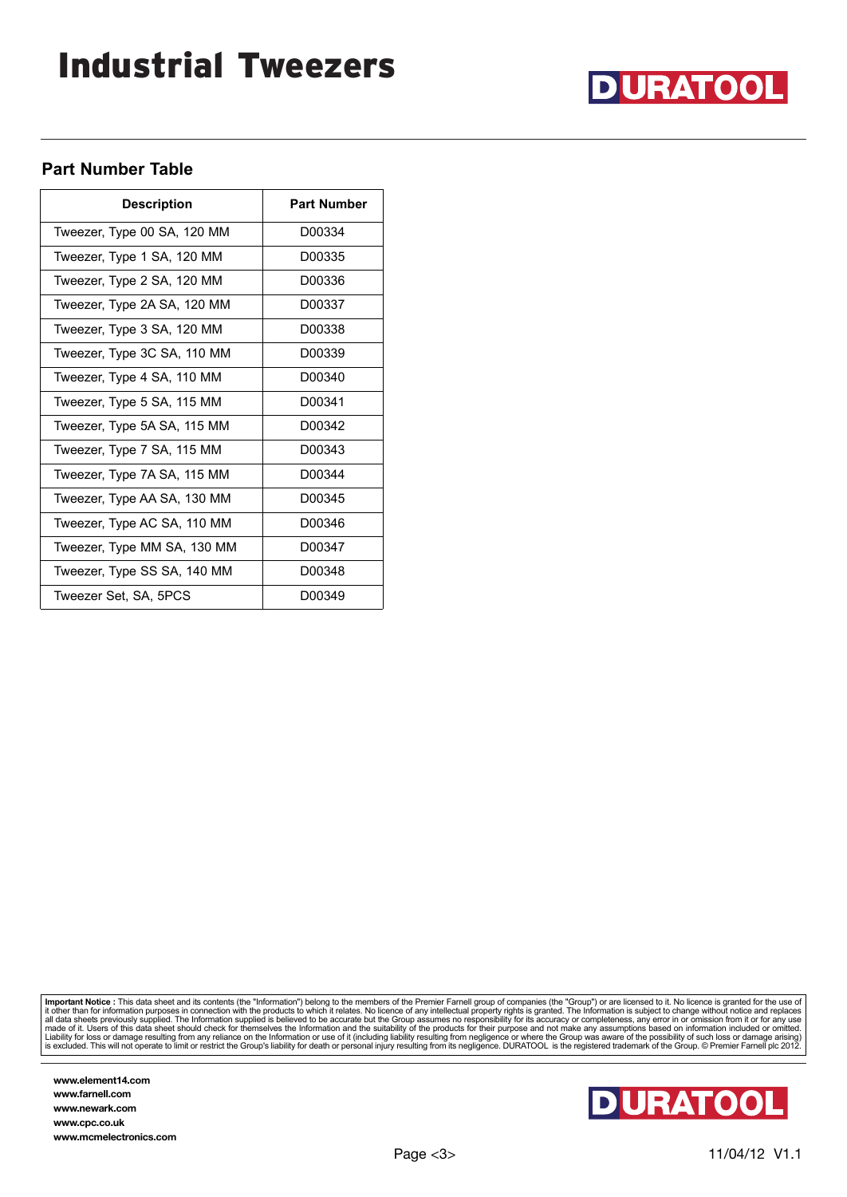# Industrial Tweezers

DURATOOL

## Part Number Table

| Description | Part Number |
|---|---|
| Tweezer, Type 00 SA, 120 MM | D00334 |
| Tweezer, Type 1 SA, 120 MM | D00335 |
| Tweezer, Type 2 SA, 120 MM | D00336 |
| Tweezer, Type 2A SA, 120 MM | D00337 |
| Tweezer, Type 3 SA, 120 MM | D00338 |
| Tweezer, Type 3C SA, 110 MM | D00339 |
| Tweezer, Type 4 SA, 110 MM | D00340 |
| Tweezer, Type 5 SA, 115 MM | D00341 |
| Tweezer, Type 5A SA, 115 MM | D00342 |
| Tweezer, Type 7 SA, 115 MM | D00343 |
| Tweezer, Type 7A SA, 115 MM | D00344 |
| Tweezer, Type AA SA, 130 MM | D00345 |
| Tweezer, Type AC SA, 110 MM | D00346 |
| Tweezer, Type MM SA, 130 MM | D00347 |
| Tweezer, Type SS SA, 140 MM | D00348 |
| Tweezer Set, SA, 5PCS | D00349 |

**Important Notice :** This data sheet and its contents (the "Information") belong to the members of the Premier Farnell group of companies (the "Group") or are licensed to it. No licence is granted for the use of it other than for information purposes in connection with the products to which it relates. No licence of any intellectual property rights is granted. The Information is subject to change without notice and replaces all data sheets previously supplied. The Information supplied is believed to be accurate but the Group assumes no responsibility for its accuracy or completeness, any error in or omission from it or for any use made of it. Users of this data sheet should check for themselves the Information and the suitability of the products for their purpose and not make any assumptions based on information included or omitted. Liability for loss or damage resulting from any reliance on the Information or use of it (including liability resulting from negligence or where the Group was aware of the possibility of such loss or damage arising) is excluded. This will not operate to limit or restrict the Group's liability for death or personal injury resulting from its negligence. DURATOOL is the registered trademark of the Group. © Premier Farnell plc 2012.

**www.element14.com**
**www.farnell.com**
**www.newark.com**
**www.cpc.co.uk**
**www.mcmelectronics.com**

DURATOOL

11/04/12 V1.1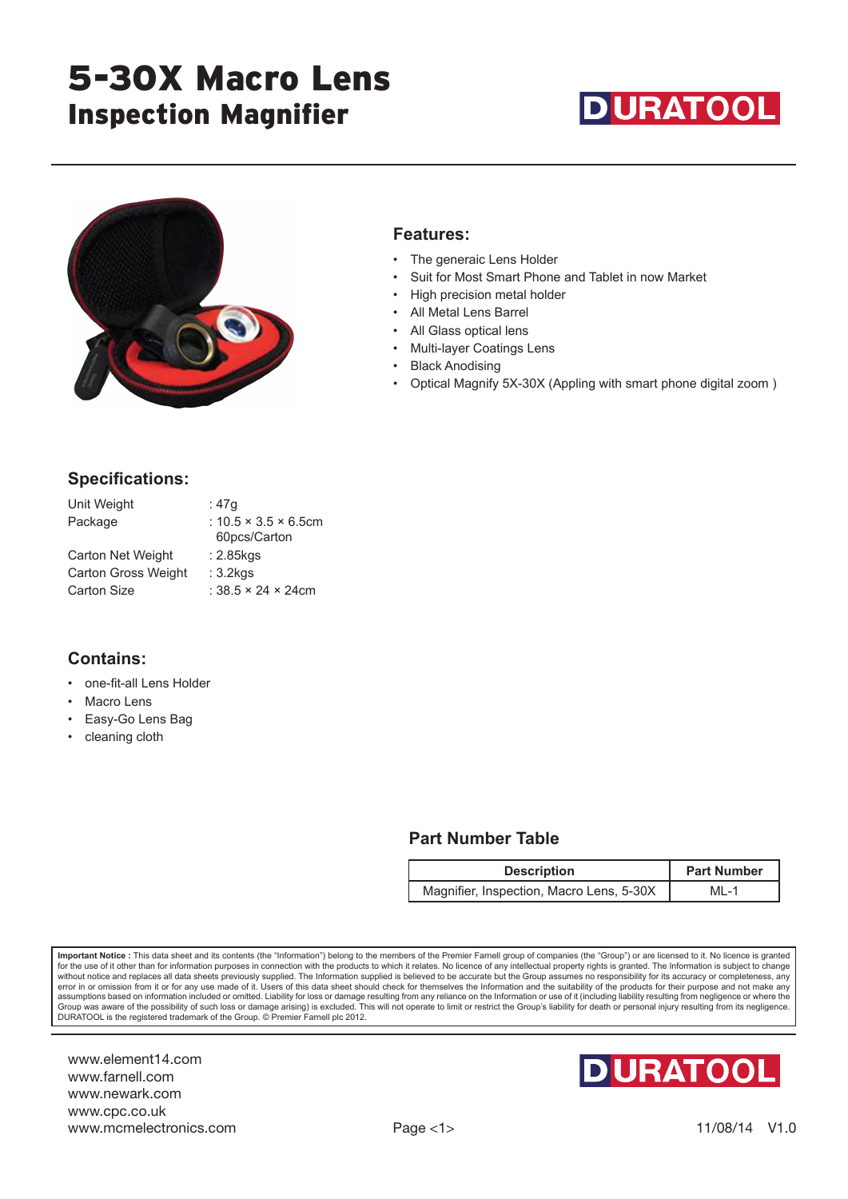# 5-30X Macro Lens

## Inspection Magnifier

DURATOOL

### Features:

- The generaic Lens Holder
- Suit for Most Smart Phone and Tablet in now Market
- High precision metal holder
- All Metal Lens Barrel
- All Glass optical lens
- Multi-layer Coatings Lens
- Black Anodising
- Optical Magnify 5X-30X (Appling with smart phone digital zoom )

### Specifications:

| | |
|---|---|
| Unit Weight | : 47g |
| Package | : 10.5 × 3.5 × 6.5cm<br>60pcs/Carton |
| Carton Net Weight | : 2.85kgs |
| Carton Gross Weight | : 3.2kgs |
| Carton Size | : 38.5 × 24 × 24cm |

### Contains:

- one-fit-all Lens Holder
- Macro Lens
- Easy-Go Lens Bag
- cleaning cloth

### Part Number Table

| Description | Part Number |
|---|---|
| Magnifier, Inspection, Macro Lens, 5-30X | ML-1 |

**Important Notice :** This data sheet and its contents (the "Information") belong to the members of the Premier Farnell group of companies (the "Group") or are licensed to it. No licence is granted for the use of it other than for information purposes in connection with the products to which it relates. No licence of any intellectual property rights is granted. The Information is subject to change without notice and replaces all data sheets previously supplied. The Information supplied is believed to be accurate but the Group assumes no responsibility for its accuracy or completeness, any error in or omission from it or for any use made of it. Users of this data sheet should check for themselves the Information and the suitability of the products for their purpose and not make any assumptions based on information included or omitted. Liability for loss or damage resulting from any reliance on the Information or use of it (including liability resulting from negligence or where the Group was aware of the possibility of such loss or damage arising) is excluded. This will not operate to limit or restrict the Group's liability for death or personal injury resulting from its negligence. DURATOOL is the registered trademark of the Group. © Premier Farnell plc 2012.

www.element14.com
www.farnell.com
www.newark.com
www.cpc.co.uk
www.mcmelectronics.com

DURATOOL

11/08/14 V1.0